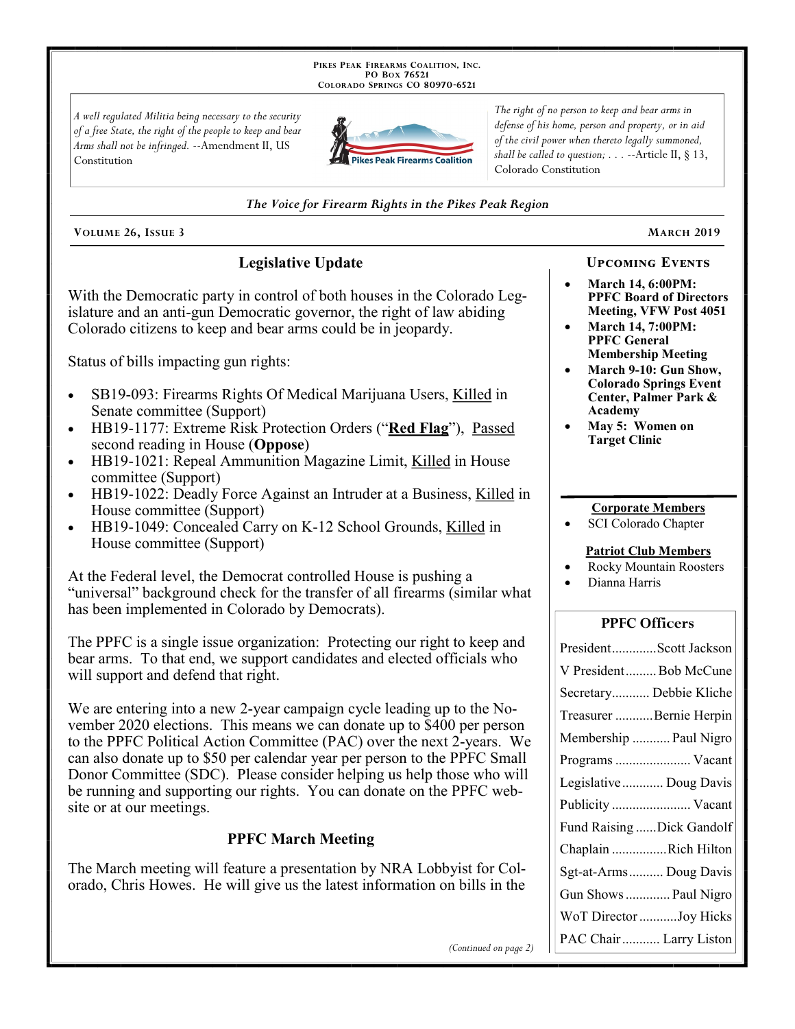PIKES PEAK FIREARMS COALITION, INC.
PO BOX 76521
COLORADO SPRINGS CO 80970-6521

*A well regulated Militia being necessary to the security of a free State, the right of the people to keep and bear Arms shall not be infringed.* --Amendment II, US Constitution

*The right of no person to keep and bear arms in defense of his home, person and property, or in aid of the civil power when thereto legally summoned, shall be called to question; . . .* --Article II, § 13, Colorado Constitution

*The Voice for Firearm Rights in the Pikes Peak Region*

**VOLUME 26, ISSUE 3** — **MARCH 2019**

## Legislative Update

With the Democratic party in control of both houses in the Colorado Legislature and an anti-gun Democratic governor, the right of law abiding Colorado citizens to keep and bear arms could be in jeopardy.

Status of bills impacting gun rights:

- SB19-093: Firearms Rights Of Medical Marijuana Users, Killed in Senate committee (Support)
- HB19-1177: Extreme Risk Protection Orders ("**Red Flag**"), Passed second reading in House (**Oppose**)
- HB19-1021: Repeal Ammunition Magazine Limit, Killed in House committee (Support)
- HB19-1022: Deadly Force Against an Intruder at a Business, Killed in House committee (Support)
- HB19-1049: Concealed Carry on K-12 School Grounds, Killed in House committee (Support)

At the Federal level, the Democrat controlled House is pushing a "universal" background check for the transfer of all firearms (similar what has been implemented in Colorado by Democrats).

The PPFC is a single issue organization: Protecting our right to keep and bear arms. To that end, we support candidates and elected officials who will support and defend that right.

We are entering into a new 2-year campaign cycle leading up to the November 2020 elections. This means we can donate up to $400 per person to the PPFC Political Action Committee (PAC) over the next 2-years. We can also donate up to $50 per calendar year per person to the PPFC Small Donor Committee (SDC). Please consider helping us help those who will be running and supporting our rights. You can donate on the PPFC website or at our meetings.

## PPFC March Meeting

The March meeting will feature a presentation by NRA Lobbyist for Colorado, Chris Howes. He will give us the latest information on bills in the

*(Continued on page 2)*

### UPCOMING EVENTS

- **March 14, 6:00PM: PPFC Board of Directors Meeting, VFW Post 4051**
- **March 14, 7:00PM: PPFC General Membership Meeting**
- **March 9-10: Gun Show, Colorado Springs Event Center, Palmer Park & Academy**
- **May 5: Women on Target Clinic**

**Corporate Members**

- SCI Colorado Chapter

**Patriot Club Members**

- Rocky Mountain Roosters
- Dianna Harris

### PPFC Officers

| Office | Name |
|---|---|
| President | Scott Jackson |
| V President | Bob McCune |
| Secretary | Debbie Kliche |
| Treasurer | Bernie Herpin |
| Membership | Paul Nigro |
| Programs | Vacant |
| Legislative | Doug Davis |
| Publicity | Vacant |
| Fund Raising | Dick Gandolf |
| Chaplain | Rich Hilton |
| Sgt-at-Arms | Doug Davis |
| Gun Shows | Paul Nigro |
| WoT Director | Joy Hicks |
| PAC Chair | Larry Liston |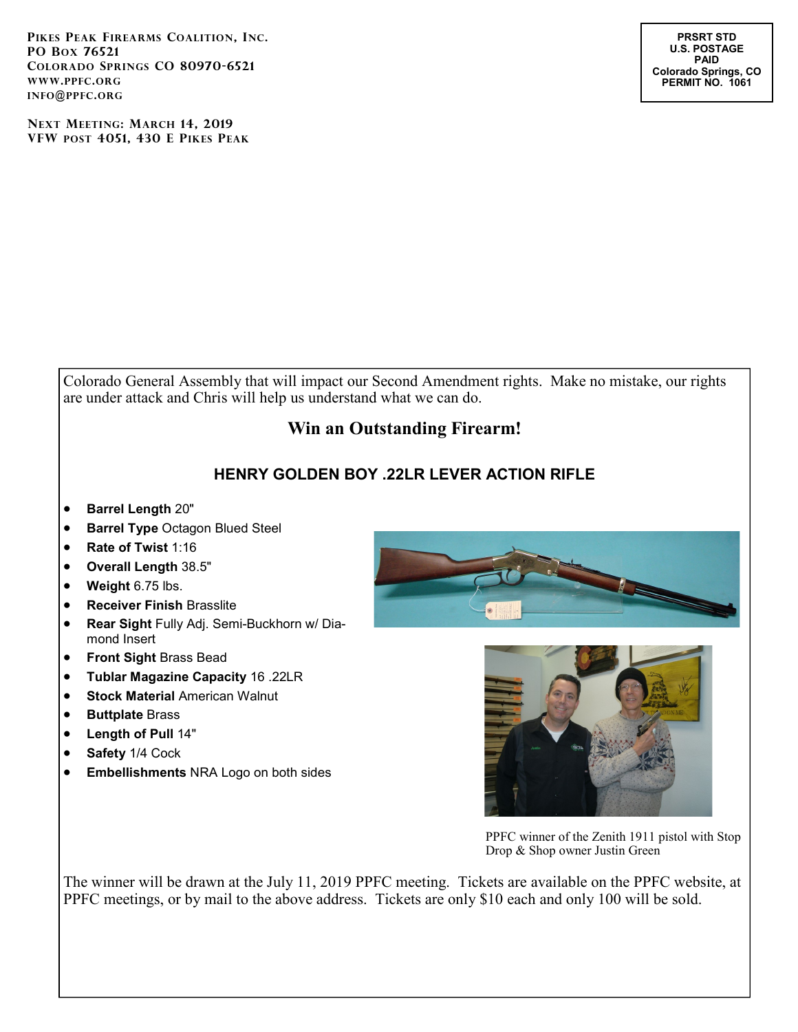PIKES PEAK FIREARMS COALITION, INC.
PO BOX 76521
COLORADO SPRINGS CO 80970-6521
WWW.PPFC.ORG
INFO@PPFC.ORG

PRSRT STD
U.S. POSTAGE
PAID
Colorado Springs, CO
PERMIT NO. 1061

NEXT MEETING: MARCH 14, 2019
VFW POST 4051, 430 E PIKES PEAK

Colorado General Assembly that will impact our Second Amendment rights. Make no mistake, our rights are under attack and Chris will help us understand what we can do.

## Win an Outstanding Firearm!

### HENRY GOLDEN BOY .22LR LEVER ACTION RIFLE

- **Barrel Length** 20"
- **Barrel Type** Octagon Blued Steel
- **Rate of Twist** 1:16
- **Overall Length** 38.5"
- **Weight** 6.75 lbs.
- **Receiver Finish** Brasslite
- **Rear Sight** Fully Adj. Semi-Buckhorn w/ Diamond Insert
- **Front Sight** Brass Bead
- **Tublar Magazine Capacity** 16 .22LR
- **Stock Material** American Walnut
- **Buttplate** Brass
- **Length of Pull** 14"
- **Safety** 1/4 Cock
- **Embellishments** NRA Logo on both sides

PPFC winner of the Zenith 1911 pistol with Stop Drop & Shop owner Justin Green

The winner will be drawn at the July 11, 2019 PPFC meeting. Tickets are available on the PPFC website, at PPFC meetings, or by mail to the above address. Tickets are only $10 each and only 100 will be sold.